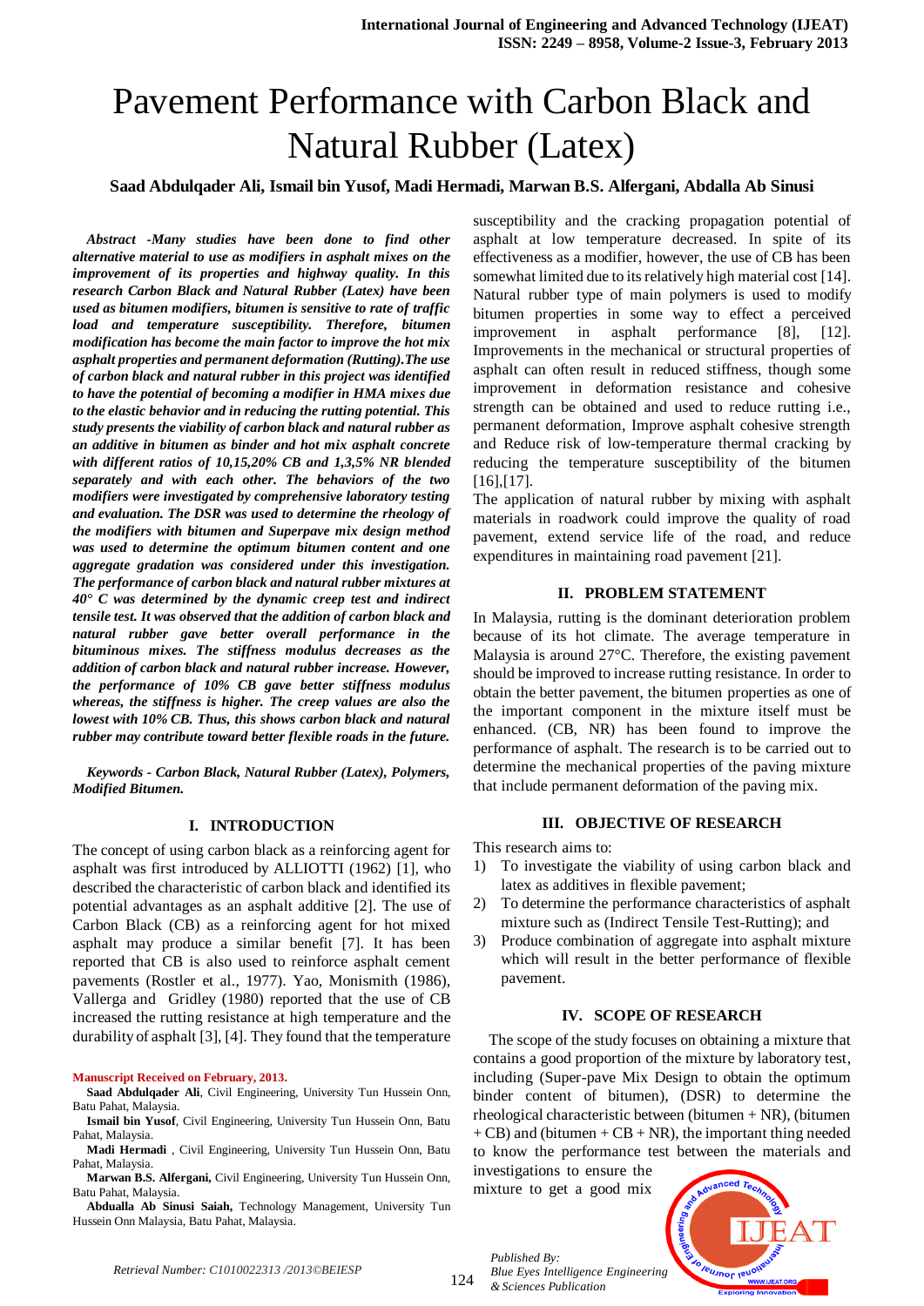# Pavement Performance with Carbon Black and Natural Rubber (Latex)

**Saad Abdulqader Ali, Ismail bin Yusof, Madi Hermadi, Marwan B.S. Alfergani, Abdalla Ab Sinusi**

***Abstract -Many studies have been done to find other alternative material to use as modifiers in asphalt mixes on the improvement of its properties and highway quality. In this research Carbon Black and Natural Rubber (Latex) have been used as bitumen modifiers, bitumen is sensitive to rate of traffic load and temperature susceptibility. Therefore, bitumen modification has become the main factor to improve the hot mix asphalt properties and permanent deformation (Rutting).The use of carbon black and natural rubber in this project was identified to have the potential of becoming a modifier in HMA mixes due to the elastic behavior and in reducing the rutting potential. This study presents the viability of carbon black and natural rubber as an additive in bitumen as binder and hot mix asphalt concrete with different ratios of 10,15,20% CB and 1,3,5% NR blended separately and with each other. The behaviors of the two modifiers were investigated by comprehensive laboratory testing and evaluation. The DSR was used to determine the rheology of the modifiers with bitumen and Superpave mix design method was used to determine the optimum bitumen content and one aggregate gradation was considered under this investigation. The performance of carbon black and natural rubber mixtures at 40° C was determined by the dynamic creep test and indirect tensile test. It was observed that the addition of carbon black and natural rubber gave better overall performance in the bituminous mixes. The stiffness modulus decreases as the addition of carbon black and natural rubber increase. However, the performance of 10% CB gave better stiffness modulus whereas, the stiffness is higher. The creep values are also the lowest with 10% CB. Thus, this shows carbon black and natural rubber may contribute toward better flexible roads in the future.***

***Keywords - Carbon Black, Natural Rubber (Latex), Polymers, Modified Bitumen.***

## I. INTRODUCTION

The concept of using carbon black as a reinforcing agent for asphalt was first introduced by ALLIOTTI (1962) [1], who described the characteristic of carbon black and identified its potential advantages as an asphalt additive [2]. The use of Carbon Black (CB) as a reinforcing agent for hot mixed asphalt may produce a similar benefit [7]. It has been reported that CB is also used to reinforce asphalt cement pavements (Rostler et al., 1977). Yao, Monismith (1986), Vallerga and Gridley (1980) reported that the use of CB increased the rutting resistance at high temperature and the durability of asphalt [3], [4]. They found that the temperature susceptibility and the cracking propagation potential of asphalt at low temperature decreased. In spite of its effectiveness as a modifier, however, the use of CB has been somewhat limited due to its relatively high material cost [14]. Natural rubber type of main polymers is used to modify bitumen properties in some way to effect a perceived improvement in asphalt performance [8], [12]. Improvements in the mechanical or structural properties of asphalt can often result in reduced stiffness, though some improvement in deformation resistance and cohesive strength can be obtained and used to reduce rutting i.e., permanent deformation, Improve asphalt cohesive strength and Reduce risk of low-temperature thermal cracking by reducing the temperature susceptibility of the bitumen [16],[17].

The application of natural rubber by mixing with asphalt materials in roadwork could improve the quality of road pavement, extend service life of the road, and reduce expenditures in maintaining road pavement [21].

**Manuscript Received on February, 2013.**

**Saad Abdulqader Ali**, Civil Engineering, University Tun Hussein Onn, Batu Pahat, Malaysia.

**Ismail bin Yusof**, Civil Engineering, University Tun Hussein Onn, Batu Pahat, Malaysia.

**Madi Hermadi** , Civil Engineering, University Tun Hussein Onn, Batu Pahat, Malaysia.

**Marwan B.S. Alfergani,** Civil Engineering, University Tun Hussein Onn, Batu Pahat, Malaysia.

**Abdualla Ab Sinusi Saiah,** Technology Management, University Tun Hussein Onn Malaysia, Batu Pahat, Malaysia.

## II. PROBLEM STATEMENT

In Malaysia, rutting is the dominant deterioration problem because of its hot climate. The average temperature in Malaysia is around 27°C. Therefore, the existing pavement should be improved to increase rutting resistance. In order to obtain the better pavement, the bitumen properties as one of the important component in the mixture itself must be enhanced. (CB, NR) has been found to improve the performance of asphalt. The research is to be carried out to determine the mechanical properties of the paving mixture that include permanent deformation of the paving mix.

## III. OBJECTIVE OF RESEARCH

This research aims to:

1) To investigate the viability of using carbon black and latex as additives in flexible pavement;
2) To determine the performance characteristics of asphalt mixture such as (Indirect Tensile Test-Rutting); and
3) Produce combination of aggregate into asphalt mixture which will result in the better performance of flexible pavement.

## IV. SCOPE OF RESEARCH

The scope of the study focuses on obtaining a mixture that contains a good proportion of the mixture by laboratory test, including (Super-pave Mix Design to obtain the optimum binder content of bitumen), (DSR) to determine the rheological characteristic between (bitumen + NR), (bitumen + CB) and (bitumen + CB + NR), the important thing needed to know the performance test between the materials and investigations to ensure the mixture to get a good mix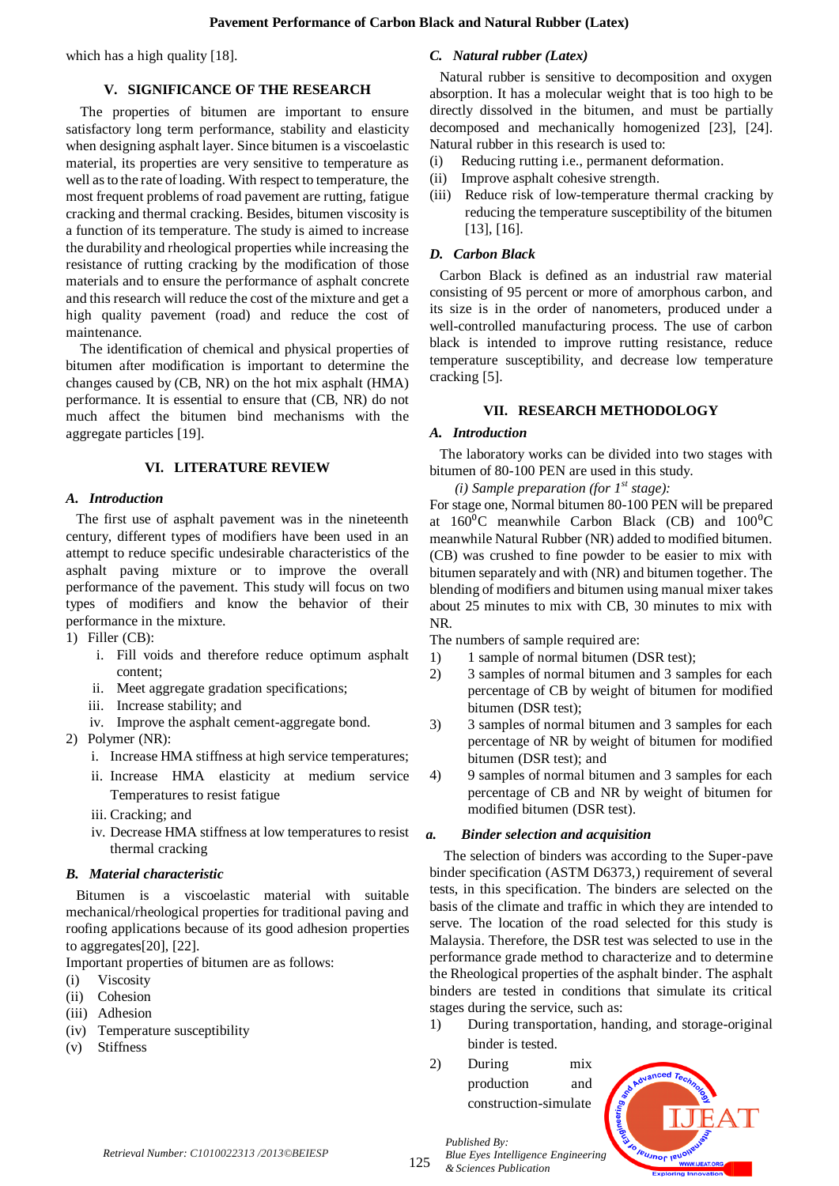which has a high quality [18].

## V. SIGNIFICANCE OF THE RESEARCH

The properties of bitumen are important to ensure satisfactory long term performance, stability and elasticity when designing asphalt layer. Since bitumen is a viscoelastic material, its properties are very sensitive to temperature as well as to the rate of loading. With respect to temperature, the most frequent problems of road pavement are rutting, fatigue cracking and thermal cracking. Besides, bitumen viscosity is a function of its temperature. The study is aimed to increase the durability and rheological properties while increasing the resistance of rutting cracking by the modification of those materials and to ensure the performance of asphalt concrete and this research will reduce the cost of the mixture and get a high quality pavement (road) and reduce the cost of maintenance.

The identification of chemical and physical properties of bitumen after modification is important to determine the changes caused by (CB, NR) on the hot mix asphalt (HMA) performance. It is essential to ensure that (CB, NR) do not much affect the bitumen bind mechanisms with the aggregate particles [19].

## VI. LITERATURE REVIEW

### *A. Introduction*

The first use of asphalt pavement was in the nineteenth century, different types of modifiers have been used in an attempt to reduce specific undesirable characteristics of the asphalt paving mixture or to improve the overall performance of the pavement. This study will focus on two types of modifiers and know the behavior of their performance in the mixture.

1) Filler (CB):
    i. Fill voids and therefore reduce optimum asphalt content;
    ii. Meet aggregate gradation specifications;
    iii. Increase stability; and
    iv. Improve the asphalt cement-aggregate bond.
2) Polymer (NR):
    i. Increase HMA stiffness at high service temperatures;
    ii. Increase HMA elasticity at medium service Temperatures to resist fatigue
    iii. Cracking; and
    iv. Decrease HMA stiffness at low temperatures to resist thermal cracking

### *B. Material characteristic*

Bitumen is a viscoelastic material with suitable mechanical/rheological properties for traditional paving and roofing applications because of its good adhesion properties to aggregates[20], [22].

Important properties of bitumen are as follows:

(i) Viscosity
(ii) Cohesion
(iii) Adhesion
(iv) Temperature susceptibility
(v) Stiffness

### *C. Natural rubber (Latex)*

Natural rubber is sensitive to decomposition and oxygen absorption. It has a molecular weight that is too high to be directly dissolved in the bitumen, and must be partially decomposed and mechanically homogenized [23], [24]. Natural rubber in this research is used to:

(i) Reducing rutting i.e., permanent deformation.
(ii) Improve asphalt cohesive strength.
(iii) Reduce risk of low-temperature thermal cracking by reducing the temperature susceptibility of the bitumen [13], [16].

### *D. Carbon Black*

Carbon Black is defined as an industrial raw material consisting of 95 percent or more of amorphous carbon, and its size is in the order of nanometers, produced under a well-controlled manufacturing process. The use of carbon black is intended to improve rutting resistance, reduce temperature susceptibility, and decrease low temperature cracking [5].

## VII. RESEARCH METHODOLOGY

### *A. Introduction*

The laboratory works can be divided into two stages with bitumen of 80-100 PEN are used in this study.

*(i) Sample preparation (for 1st stage):*

For stage one, Normal bitumen 80-100 PEN will be prepared at 160$^0$C meanwhile Carbon Black (CB) and 100$^0$C meanwhile Natural Rubber (NR) added to modified bitumen. (CB) was crushed to fine powder to be easier to mix with bitumen separately and with (NR) and bitumen together. The blending of modifiers and bitumen using manual mixer takes about 25 minutes to mix with CB, 30 minutes to mix with NR.

The numbers of sample required are:

1) 1 sample of normal bitumen (DSR test);
2) 3 samples of normal bitumen and 3 samples for each percentage of CB by weight of bitumen for modified bitumen (DSR test);
3) 3 samples of normal bitumen and 3 samples for each percentage of NR by weight of bitumen for modified bitumen (DSR test); and
4) 9 samples of normal bitumen and 3 samples for each percentage of CB and NR by weight of bitumen for modified bitumen (DSR test).

### *a. Binder selection and acquisition*

The selection of binders was according to the Super-pave binder specification (ASTM D6373,) requirement of several tests, in this specification. The binders are selected on the basis of the climate and traffic in which they are intended to serve. The location of the road selected for this study is Malaysia. Therefore, the DSR test was selected to use in the performance grade method to characterize and to determine the Rheological properties of the asphalt binder. The asphalt binders are tested in conditions that simulate its critical stages during the service, such as:

1) During transportation, handing, and storage-original binder is tested.
2) During mix production and construction-simulate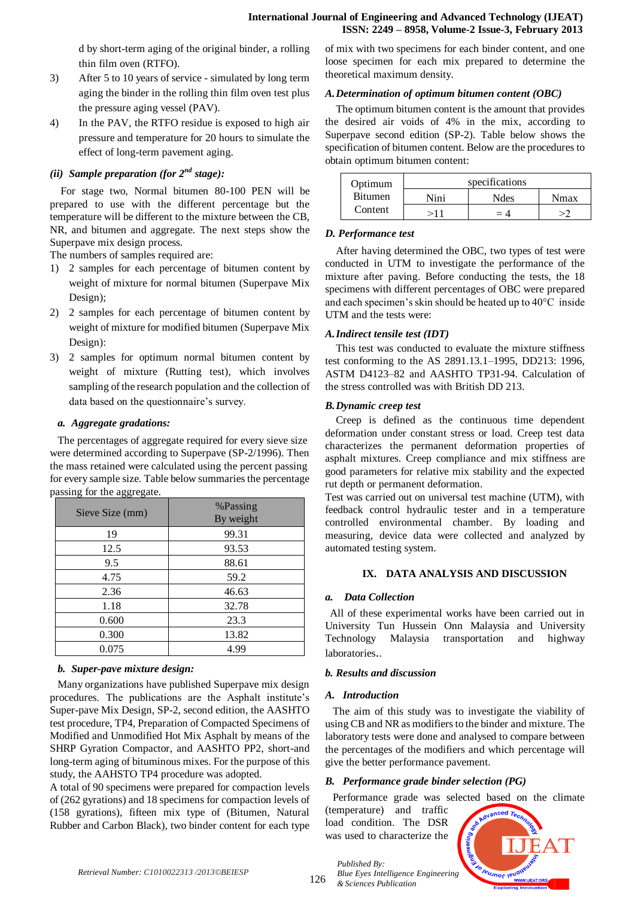d by short-term aging of the original binder, a rolling thin film oven (RTFO).

3) After 5 to 10 years of service - simulated by long term aging the binder in the rolling thin film oven test plus the pressure aging vessel (PAV).
4) In the PAV, the RTFO residue is exposed to high air pressure and temperature for 20 hours to simulate the effect of long-term pavement aging.

### *(ii) Sample preparation (for 2nd stage):*

For stage two, Normal bitumen 80-100 PEN will be prepared to use with the different percentage but the temperature will be different to the mixture between the CB, NR, and bitumen and aggregate. The next steps show the Superpave mix design process.

The numbers of samples required are:

1) 2 samples for each percentage of bitumen content by weight of mixture for normal bitumen (Superpave Mix Design);
2) 2 samples for each percentage of bitumen content by weight of mixture for modified bitumen (Superpave Mix Design):
3) 2 samples for optimum normal bitumen content by weight of mixture (Rutting test), which involves sampling of the research population and the collection of data based on the questionnaire's survey.

#### *a. Aggregate gradations:*

The percentages of aggregate required for every sieve size were determined according to Superpave (SP-2/1996). Then the mass retained were calculated using the percent passing for every sample size. Table below summaries the percentage passing for the aggregate.

| Sieve Size (mm) | %Passing By weight |
|---|---|
| 19 | 99.31 |
| 12.5 | 93.53 |
| 9.5 | 88.61 |
| 4.75 | 59.2 |
| 2.36 | 46.63 |
| 1.18 | 32.78 |
| 0.600 | 23.3 |
| 0.300 | 13.82 |
| 0.075 | 4.99 |

#### *b. Super-pave mixture design:*

Many organizations have published Superpave mix design procedures. The publications are the Asphalt institute's Super-pave Mix Design, SP-2, second edition, the AASHTO test procedure, TP4, Preparation of Compacted Specimens of Modified and Unmodified Hot Mix Asphalt by means of the SHRP Gyration Compactor, and AASHTO PP2, short-and long-term aging of bituminous mixes. For the purpose of this study, the AAHSTO TP4 procedure was adopted.

A total of 90 specimens were prepared for compaction levels of (262 gyrations) and 18 specimens for compaction levels of (158 gyrations), fifteen mix type of (Bitumen, Natural Rubber and Carbon Black), two binder content for each type of mix with two specimens for each binder content, and one loose specimen for each mix prepared to determine the theoretical maximum density.

#### *A. Determination of optimum bitumen content (OBC)*

The optimum bitumen content is the amount that provides the desired air voids of 4% in the mix, according to Superpave second edition (SP-2). Table below shows the specification of bitumen content. Below are the procedures to obtain optimum bitumen content:

| Optimum Bitumen Content | specifications | | |
|---|---|---|---|
| | Nini | Ndes | Nmax |
| | >11 | = 4 | >2 |

#### *D. Performance test*

After having determined the OBC, two types of test were conducted in UTM to investigate the performance of the mixture after paving. Before conducting the tests, the 18 specimens with different percentages of OBC were prepared and each specimen's skin should be heated up to 40°C inside UTM and the tests were:

#### *A. Indirect tensile test (IDT)*

This test was conducted to evaluate the mixture stiffness test conforming to the AS 2891.13.1–1995, DD213: 1996, ASTM D4123–82 and AASHTO TP31-94. Calculation of the stress controlled was with British DD 213.

#### *B. Dynamic creep test*

Creep is defined as the continuous time dependent deformation under constant stress or load. Creep test data characterizes the permanent deformation properties of asphalt mixtures. Creep compliance and mix stiffness are good parameters for relative mix stability and the expected rut depth or permanent deformation.

Test was carried out on universal test machine (UTM), with feedback control hydraulic tester and in a temperature controlled environmental chamber. By loading and measuring, device data were collected and analyzed by automated testing system.

## IX. DATA ANALYSIS AND DISCUSSION

#### *a. Data Collection*

All of these experimental works have been carried out in University Tun Hussein Onn Malaysia and University Technology Malaysia transportation and highway laboratories..

#### *b. Results and discussion*

#### *A. Introduction*

The aim of this study was to investigate the viability of using CB and NR as modifiers to the binder and mixture. The laboratory tests were done and analysed to compare between the percentages of the modifiers and which percentage will give the better performance pavement.

#### *B. Performance grade binder selection (PG)*

Performance grade was selected based on the climate (temperature) and traffic load condition. The DSR was used to characterize the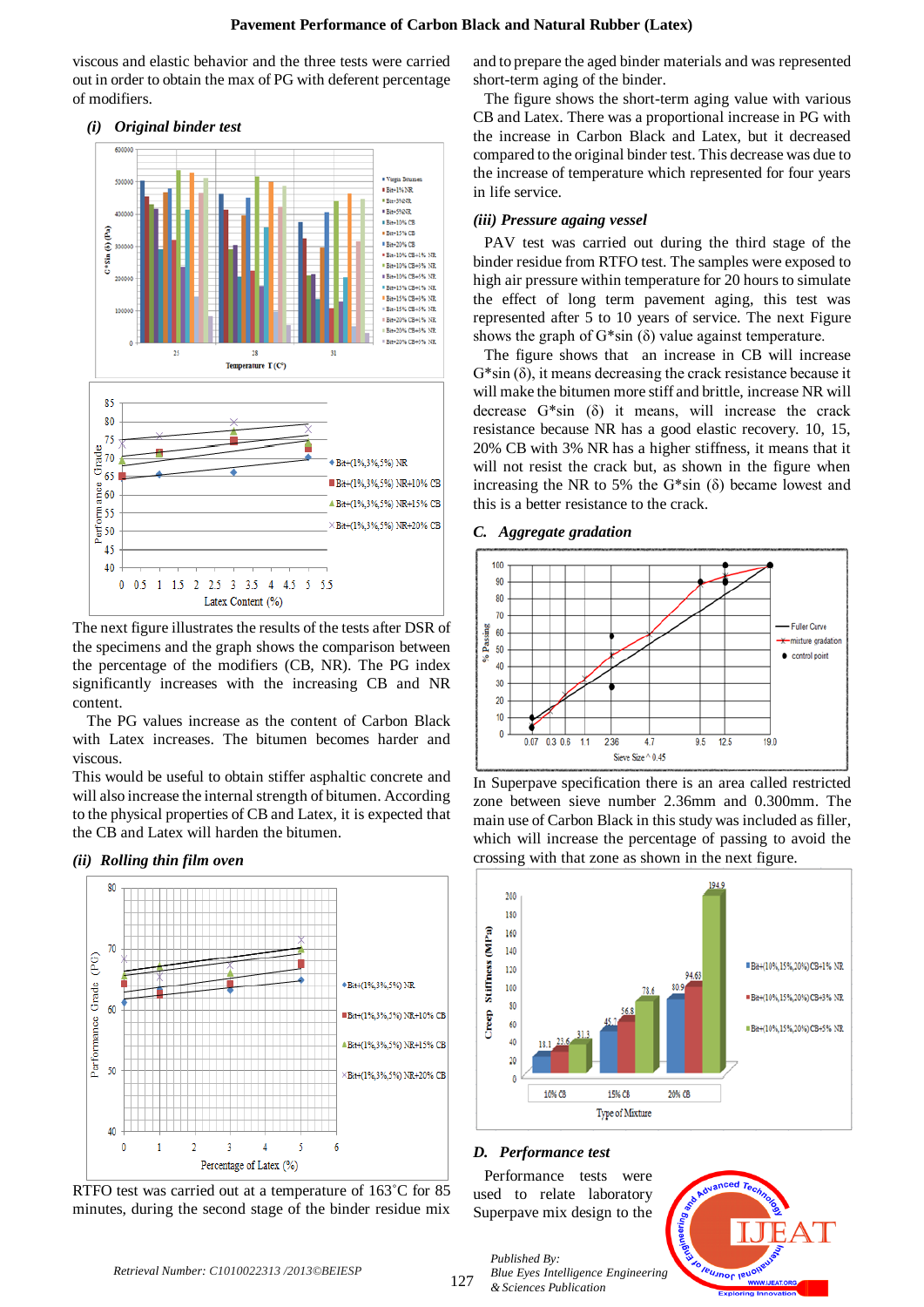viscous and elastic behavior and the three tests were carried out in order to obtain the max of PG with deferent percentage of modifiers.

#### (i) Original binder test

The next figure illustrates the results of the tests after DSR of the specimens and the graph shows the comparison between the percentage of the modifiers (CB, NR). The PG index significantly increases with the increasing CB and NR content.

The PG values increase as the content of Carbon Black with Latex increases. The bitumen becomes harder and viscous.

This would be useful to obtain stiffer asphaltic concrete and will also increase the internal strength of bitumen. According to the physical properties of CB and Latex, it is expected that the CB and Latex will harden the bitumen.

#### (ii) Rolling thin film oven

RTFO test was carried out at a temperature of 163˚C for 85 minutes, during the second stage of the binder residue mix and to prepare the aged binder materials and was represented short-term aging of the binder.

The figure shows the short-term aging value with various CB and Latex. There was a proportional increase in PG with the increase in Carbon Black and Latex, but it decreased compared to the original binder test. This decrease was due to the increase of temperature which represented for four years in life service.

#### (iii) Pressure aging vessel

PAV test was carried out during the third stage of the binder residue from RTFO test. The samples were exposed to high air pressure within temperature for 20 hours to simulate the effect of long term pavement aging, this test was represented after 5 to 10 years of service. The next Figure shows the graph of G*sin (δ) value against temperature.

The figure shows that an increase in CB will increase G*sin (δ), it means decreasing the crack resistance because it will make the bitumen more stiff and brittle, increase NR will decrease G*sin (δ) it means, will increase the crack resistance because NR has a good elastic recovery. 10, 15, 20% CB with 3% NR has a higher stiffness, it means that it will not resist the crack but, as shown in the figure when increasing the NR to 5% the G*sin (δ) became lowest and this is a better resistance to the crack.

### C. Aggregate gradation

In Superpave specification there is an area called restricted zone between sieve number 2.36mm and 0.300mm. The main use of Carbon Black in this study was included as filler, which will increase the percentage of passing to avoid the crossing with that zone as shown in the next figure.

### D. Performance test

Performance tests were used to relate laboratory Superpave mix design to the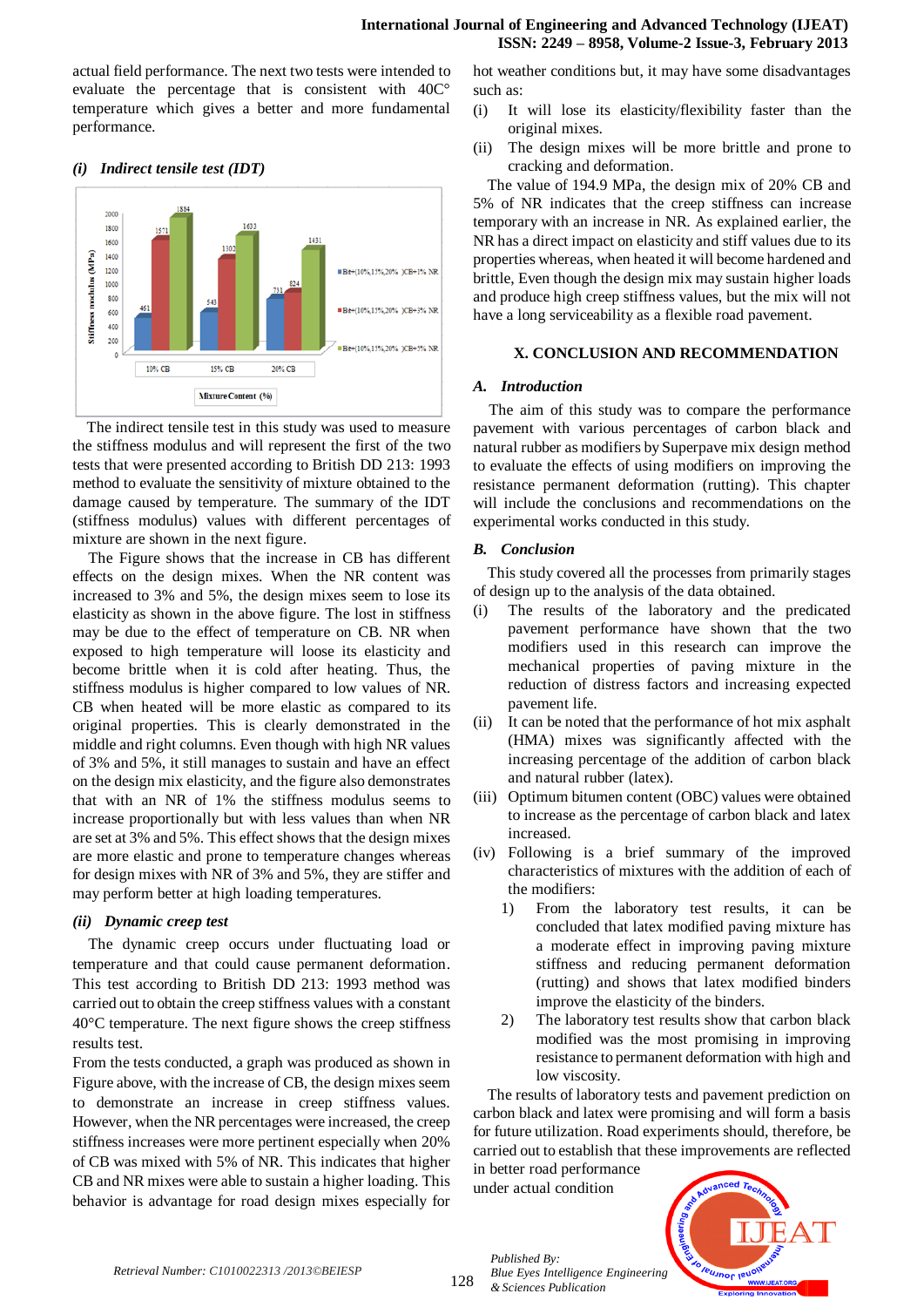actual field performance. The next two tests were intended to evaluate the percentage that is consistent with 40C° temperature which gives a better and more fundamental performance.

*(i) Indirect tensile test (IDT)*

The indirect tensile test in this study was used to measure the stiffness modulus and will represent the first of the two tests that were presented according to British DD 213: 1993 method to evaluate the sensitivity of mixture obtained to the damage caused by temperature. The summary of the IDT (stiffness modulus) values with different percentages of mixture are shown in the next figure.

The Figure shows that the increase in CB has different effects on the design mixes. When the NR content was increased to 3% and 5%, the design mixes seem to lose its elasticity as shown in the above figure. The lost in stiffness may be due to the effect of temperature on CB. NR when exposed to high temperature will loose its elasticity and become brittle when it is cold after heating. Thus, the stiffness modulus is higher compared to low values of NR. CB when heated will be more elastic as compared to its original properties. This is clearly demonstrated in the middle and right columns. Even though with high NR values of 3% and 5%, it still manages to sustain and have an effect on the design mix elasticity, and the figure also demonstrates that with an NR of 1% the stiffness modulus seems to increase proportionally but with less values than when NR are set at 3% and 5%. This effect shows that the design mixes are more elastic and prone to temperature changes whereas for design mixes with NR of 3% and 5%, they are stiffer and may perform better at high loading temperatures.

*(ii) Dynamic creep test*

The dynamic creep occurs under fluctuating load or temperature and that could cause permanent deformation. This test according to British DD 213: 1993 method was carried out to obtain the creep stiffness values with a constant 40°C temperature. The next figure shows the creep stiffness results test.

From the tests conducted, a graph was produced as shown in Figure above, with the increase of CB, the design mixes seem to demonstrate an increase in creep stiffness values. However, when the NR percentages were increased, the creep stiffness increases were more pertinent especially when 20% of CB was mixed with 5% of NR. This indicates that higher CB and NR mixes were able to sustain a higher loading. This behavior is advantage for road design mixes especially for hot weather conditions but, it may have some disadvantages such as:

(i) It will lose its elasticity/flexibility faster than the original mixes.

(ii) The design mixes will be more brittle and prone to cracking and deformation.

The value of 194.9 MPa, the design mix of 20% CB and 5% of NR indicates that the creep stiffness can increase temporary with an increase in NR. As explained earlier, the NR has a direct impact on elasticity and stiff values due to its properties whereas, when heated it will become hardened and brittle, Even though the design mix may sustain higher loads and produce high creep stiffness values, but the mix will not have a long serviceability as a flexible road pavement.

## X. CONCLUSION AND RECOMMENDATION

### *A. Introduction*

The aim of this study was to compare the performance pavement with various percentages of carbon black and natural rubber as modifiers by Superpave mix design method to evaluate the effects of using modifiers on improving the resistance permanent deformation (rutting). This chapter will include the conclusions and recommendations on the experimental works conducted in this study.

### *B. Conclusion*

This study covered all the processes from primarily stages of design up to the analysis of the data obtained.

(i) The results of the laboratory and the predicated pavement performance have shown that the two modifiers used in this research can improve the mechanical properties of paving mixture in the reduction of distress factors and increasing expected pavement life.

(ii) It can be noted that the performance of hot mix asphalt (HMA) mixes was significantly affected with the increasing percentage of the addition of carbon black and natural rubber (latex).

(iii) Optimum bitumen content (OBC) values were obtained to increase as the percentage of carbon black and latex increased.

(iv) Following is a brief summary of the improved characteristics of mixtures with the addition of each of the modifiers:

1) From the laboratory test results, it can be concluded that latex modified paving mixture has a moderate effect in improving paving mixture stiffness and reducing permanent deformation (rutting) and shows that latex modified binders improve the elasticity of the binders.

2) The laboratory test results show that carbon black modified was the most promising in improving resistance to permanent deformation with high and low viscosity.

The results of laboratory tests and pavement prediction on carbon black and latex were promising and will form a basis for future utilization. Road experiments should, therefore, be carried out to establish that these improvements are reflected in better road performance under actual condition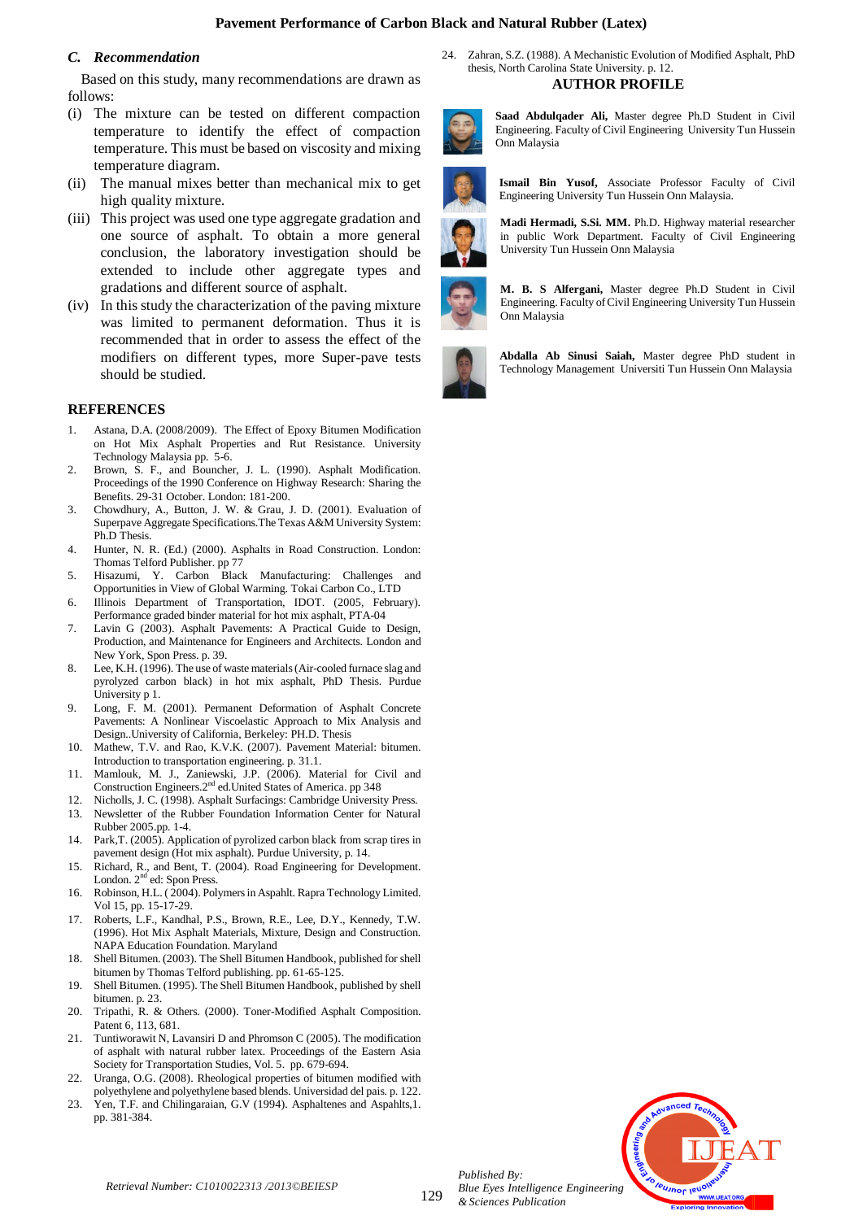### C. Recommendation

Based on this study, many recommendations are drawn as follows:

(i) The mixture can be tested on different compaction temperature to identify the effect of compaction temperature. This must be based on viscosity and mixing temperature diagram.

(ii) The manual mixes better than mechanical mix to get high quality mixture.

(iii) This project was used one type aggregate gradation and one source of asphalt. To obtain a more general conclusion, the laboratory investigation should be extended to include other aggregate types and gradations and different source of asphalt.

(iv) In this study the characterization of the paving mixture was limited to permanent deformation. Thus it is recommended that in order to assess the effect of the modifiers on different types, more Super-pave tests should be studied.

## REFERENCES

1. Astana, D.A. (2008/2009). The Effect of Epoxy Bitumen Modification on Hot Mix Asphalt Properties and Rut Resistance. University Technology Malaysia pp. 5-6.
2. Brown, S. F., and Bouncher, J. L. (1990). Asphalt Modification. Proceedings of the 1990 Conference on Highway Research: Sharing the Benefits. 29-31 October. London: 181-200.
3. Chowdhury, A., Button, J. W. & Grau, J. D. (2001). Evaluation of Superpave Aggregate Specifications.The Texas A&M University System: Ph.D Thesis.
4. Hunter, N. R. (Ed.) (2000). Asphalts in Road Construction. London: Thomas Telford Publisher. pp 77
5. Hisazumi, Y. Carbon Black Manufacturing: Challenges and Opportunities in View of Global Warming. Tokai Carbon Co., LTD
6. Illinois Department of Transportation, IDOT. (2005, February). Performance graded binder material for hot mix asphalt, PTA-04
7. Lavin G (2003). Asphalt Pavements: A Practical Guide to Design, Production, and Maintenance for Engineers and Architects. London and New York, Spon Press. p. 39.
8. Lee, K.H. (1996). The use of waste materials (Air-cooled furnace slag and pyrolyzed carbon black) in hot mix asphalt, PhD Thesis. Purdue University p 1.
9. Long, F. M. (2001). Permanent Deformation of Asphalt Concrete Pavements: A Nonlinear Viscoelastic Approach to Mix Analysis and Design..University of California, Berkeley: PH.D. Thesis
10. Mathew, T.V. and Rao, K.V.K. (2007). Pavement Material: bitumen. Introduction to transportation engineering. p. 31.1.
11. Mamlouk, M. J., Zaniewski, J.P. (2006). Material for Civil and Construction Engineers.2nd ed.United States of America. pp 348
12. Nicholls, J. C. (1998). Asphalt Surfacings: Cambridge University Press.
13. Newsletter of the Rubber Foundation Information Center for Natural Rubber 2005.pp. 1-4.
14. Park,T. (2005). Application of pyrolized carbon black from scrap tires in pavement design (Hot mix asphalt). Purdue University, p. 14.
15. Richard, R., and Bent, T. (2004). Road Engineering for Development. London. 2nd ed: Spon Press.
16. Robinson, H.L. ( 2004). Polymers in Aspahlt. Rapra Technology Limited. Vol 15, pp. 15-17-29.
17. Roberts, L.F., Kandhal, P.S., Brown, R.E., Lee, D.Y., Kennedy, T.W. (1996). Hot Mix Asphalt Materials, Mixture, Design and Construction. NAPA Education Foundation. Maryland
18. Shell Bitumen. (2003). The Shell Bitumen Handbook, published for shell bitumen by Thomas Telford publishing. pp. 61-65-125.
19. Shell Bitumen. (1995). The Shell Bitumen Handbook, published by shell bitumen. p. 23.
20. Tripathi, R. & Others. (2000). Toner-Modified Asphalt Composition. Patent 6, 113, 681.
21. Tuntiworawit N, Lavansiri D and Phromson C (2005). The modification of asphalt with natural rubber latex. Proceedings of the Eastern Asia Society for Transportation Studies, Vol. 5. pp. 679-694.
22. Uranga, O.G. (2008). Rheological properties of bitumen modified with polyethylene and polyethylene based blends. Universidad del pais. p. 122.
23. Yen, T.F. and Chilingaraian, G.V (1994). Asphaltenes and Aspahlts,1. pp. 381-384.
24. Zahran, S.Z. (1988). A Mechanistic Evolution of Modified Asphalt, PhD thesis, North Carolina State University. p. 12.

## AUTHOR PROFILE

**Saad Abdulqader Ali,** Master degree Ph.D Student in Civil Engineering. Faculty of Civil Engineering University Tun Hussein Onn Malaysia

**Ismail Bin Yusof,** Associate Professor Faculty of Civil Engineering University Tun Hussein Onn Malaysia.

**Madi Hermadi, S.Si. MM.** Ph.D. Highway material researcher in public Work Department. Faculty of Civil Engineering University Tun Hussein Onn Malaysia

**M. B. S Alfergani,** Master degree Ph.D Student in Civil Engineering. Faculty of Civil Engineering University Tun Hussein Onn Malaysia

**Abdalla Ab Sinusi Saiah,** Master degree PhD student in Technology Management Universiti Tun Hussein Onn Malaysia